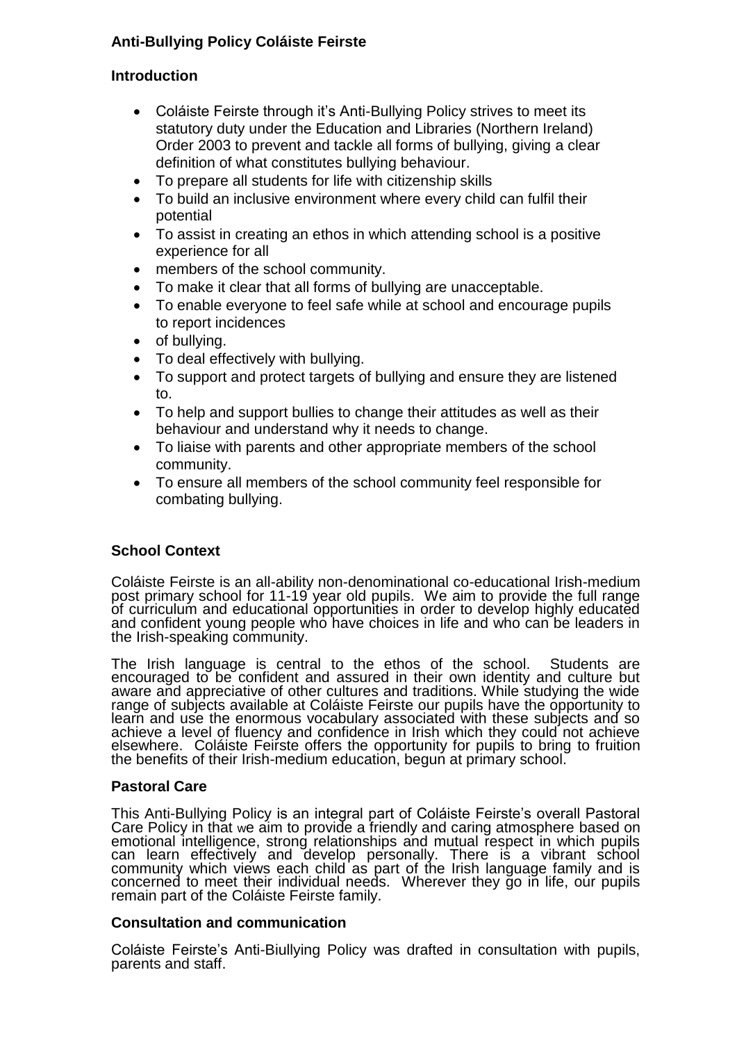# Anti-Bullying Policy Coláiste Feirste

## Introduction

- Coláiste Feirste through it's Anti-Bullying Policy strives to meet its statutory duty under the Education and Libraries (Northern Ireland) Order 2003 to prevent and tackle all forms of bullying, giving a clear definition of what constitutes bullying behaviour.
- To prepare all students for life with citizenship skills
- To build an inclusive environment where every child can fulfil their potential
- To assist in creating an ethos in which attending school is a positive experience for all
- members of the school community.
- To make it clear that all forms of bullying are unacceptable.
- To enable everyone to feel safe while at school and encourage pupils to report incidences
- of bullying.
- To deal effectively with bullying.
- To support and protect targets of bullying and ensure they are listened to.
- To help and support bullies to change their attitudes as well as their behaviour and understand why it needs to change.
- To liaise with parents and other appropriate members of the school community.
- To ensure all members of the school community feel responsible for combating bullying.

## School Context

Coláiste Feirste is an all-ability non-denominational co-educational Irish-medium post primary school for 11-19 year old pupils. We aim to provide the full range of curriculum and educational opportunities in order to develop highly educated and confident young people who have choices in life and who can be leaders in the Irish-speaking community.

The Irish language is central to the ethos of the school. Students are encouraged to be confident and assured in their own identity and culture but aware and appreciative of other cultures and traditions. While studying the wide range of subjects available at Coláiste Feirste our pupils have the opportunity to learn and use the enormous vocabulary associated with these subjects and so achieve a level of fluency and confidence in Irish which they could not achieve elsewhere. Coláiste Feirste offers the opportunity for pupils to bring to fruition the benefits of their Irish-medium education, begun at primary school.

## Pastoral Care

This Anti-Bullying Policy is an integral part of Coláiste Feirste's overall Pastoral Care Policy in that we aim to provide a friendly and caring atmosphere based on emotional intelligence, strong relationships and mutual respect in which pupils can learn effectively and develop personally. There is a vibrant school community which views each child as part of the Irish language family and is concerned to meet their individual needs. Wherever they go in life, our pupils remain part of the Coláiste Feirste family.

## Consultation and communication

Coláiste Feirste's Anti-Biullying Policy was drafted in consultation with pupils, parents and staff.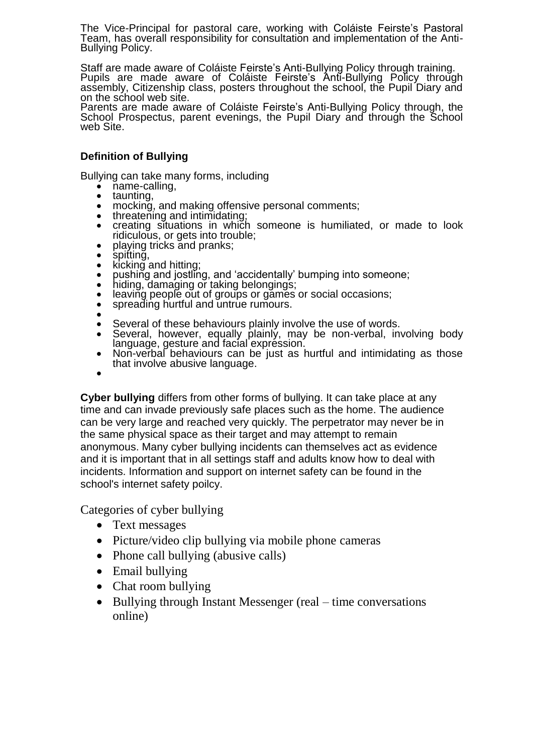The Vice-Principal for pastoral care, working with Coláiste Feirste's Pastoral Team, has overall responsibility for consultation and implementation of the Anti-Bullying Policy.

Staff are made aware of Coláiste Feirste's Anti-Bullying Policy through training.
Pupils are made aware of Coláiste Feirste's Anti-Bullying Policy through assembly, Citizenship class, posters throughout the school, the Pupil Diary and on the school web site.
Parents are made aware of Coláiste Feirste's Anti-Bullying Policy through, the School Prospectus, parent evenings, the Pupil Diary and through the School web Site.

**Definition of Bullying**

Bullying can take many forms, including

- name-calling,
- taunting,
- mocking, and making offensive personal comments;
- threatening and intimidating;
- creating situations in which someone is humiliated, or made to look ridiculous, or gets into trouble;
- playing tricks and pranks;
- spitting,
- kicking and hitting;
- pushing and jostling, and 'accidentally' bumping into someone;
- hiding, damaging or taking belongings;
- leaving people out of groups or games or social occasions;
- spreading hurtful and untrue rumours.
- Several of these behaviours plainly involve the use of words.
- Several, however, equally plainly, may be non-verbal, involving body language, gesture and facial expression.
- Non-verbal behaviours can be just as hurtful and intimidating as those that involve abusive language.

**Cyber bullying** differs from other forms of bullying. It can take place at any time and can invade previously safe places such as the home. The audience can be very large and reached very quickly. The perpetrator may never be in the same physical space as their target and may attempt to remain anonymous. Many cyber bullying incidents can themselves act as evidence and it is important that in all settings staff and adults know how to deal with incidents. Information and support on internet safety can be found in the school's internet safety poilcy.

Categories of cyber bullying

- Text messages
- Picture/video clip bullying via mobile phone cameras
- Phone call bullying (abusive calls)
- Email bullying
- Chat room bullying
- Bullying through Instant Messenger (real – time conversations online)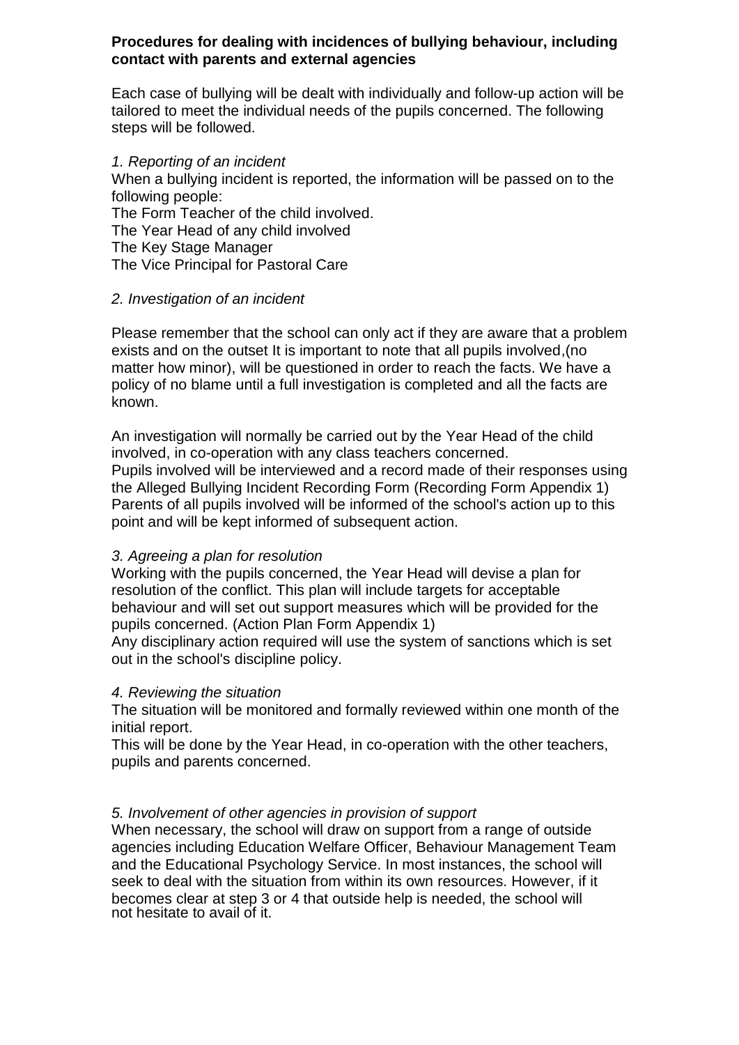**Procedures for dealing with incidences of bullying behaviour, including contact with parents and external agencies**

Each case of bullying will be dealt with individually and follow-up action will be tailored to meet the individual needs of the pupils concerned. The following steps will be followed.

*1. Reporting of an incident*

When a bullying incident is reported, the information will be passed on to the following people:

The Form Teacher of the child involved.
The Year Head of any child involved
The Key Stage Manager
The Vice Principal for Pastoral Care

*2. Investigation of an incident*

Please remember that the school can only act if they are aware that a problem exists and on the outset It is important to note that all pupils involved,(no matter how minor), will be questioned in order to reach the facts. We have a policy of no blame until a full investigation is completed and all the facts are known.

An investigation will normally be carried out by the Year Head of the child involved, in co-operation with any class teachers concerned.
Pupils involved will be interviewed and a record made of their responses using the Alleged Bullying Incident Recording Form (Recording Form Appendix 1)
Parents of all pupils involved will be informed of the school's action up to this point and will be kept informed of subsequent action.

*3. Agreeing a plan for resolution*

Working with the pupils concerned, the Year Head will devise a plan for resolution of the conflict. This plan will include targets for acceptable behaviour and will set out support measures which will be provided for the pupils concerned. (Action Plan Form Appendix 1)
Any disciplinary action required will use the system of sanctions which is set out in the school's discipline policy.

*4. Reviewing the situation*

The situation will be monitored and formally reviewed within one month of the initial report.
This will be done by the Year Head, in co-operation with the other teachers, pupils and parents concerned.

*5. Involvement of other agencies in provision of support*

When necessary, the school will draw on support from a range of outside agencies including Education Welfare Officer, Behaviour Management Team and the Educational Psychology Service. In most instances, the school will seek to deal with the situation from within its own resources. However, if it becomes clear at step 3 or 4 that outside help is needed, the school will not hesitate to avail of it.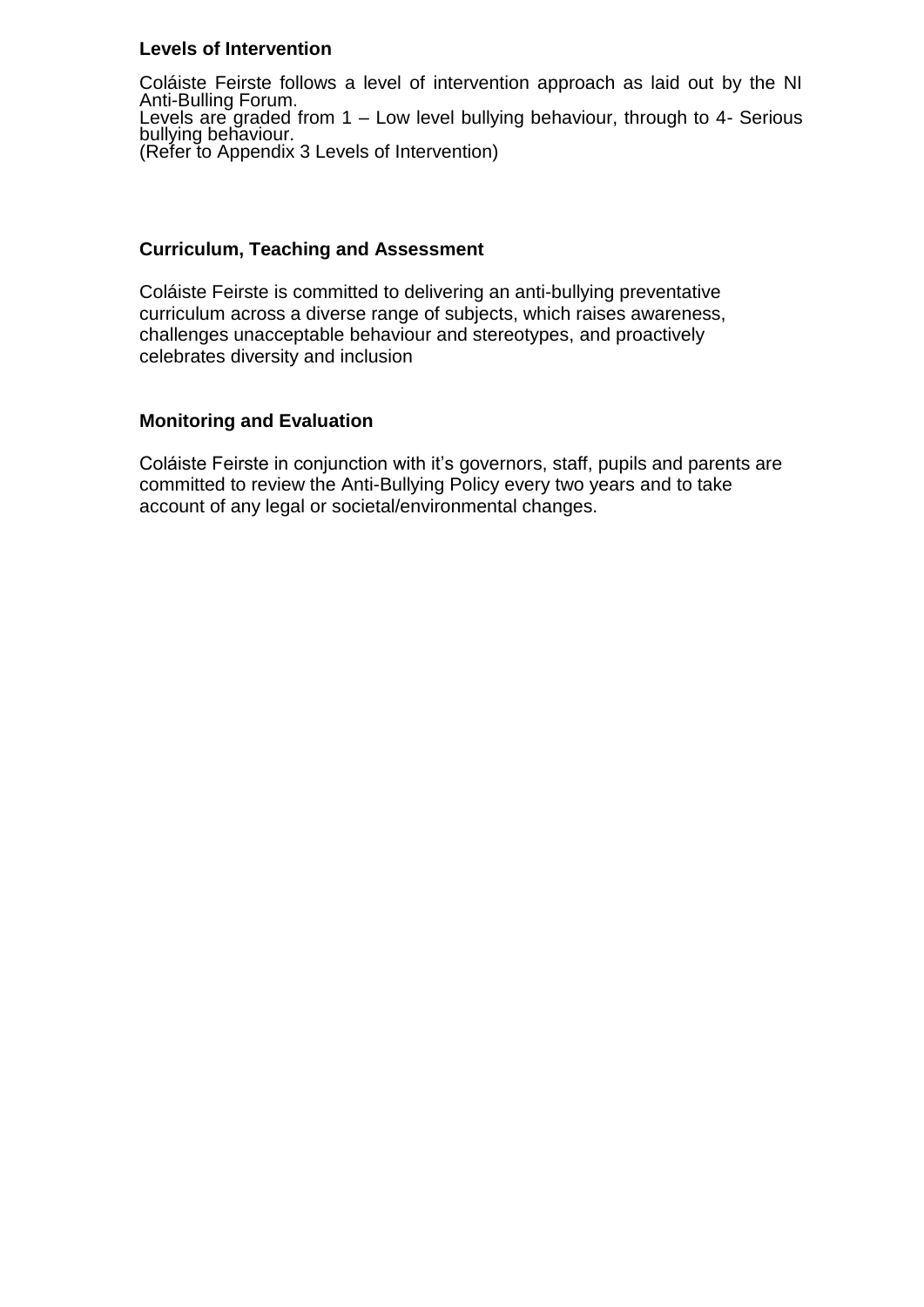**Levels of Intervention**

Coláiste Feirste follows a level of intervention approach as laid out by the NI Anti-Bulling Forum.
Levels are graded from 1 – Low level bullying behaviour, through to 4- Serious bullying behaviour.
(Refer to Appendix 3 Levels of Intervention)

**Curriculum, Teaching and Assessment**

Coláiste Feirste is committed to delivering an anti-bullying preventative curriculum across a diverse range of subjects, which raises awareness, challenges unacceptable behaviour and stereotypes, and proactively celebrates diversity and inclusion

**Monitoring and Evaluation**

Coláiste Feirste in conjunction with it's governors, staff, pupils and parents are committed to review the Anti-Bullying Policy every two years and to take account of any legal or societal/environmental changes.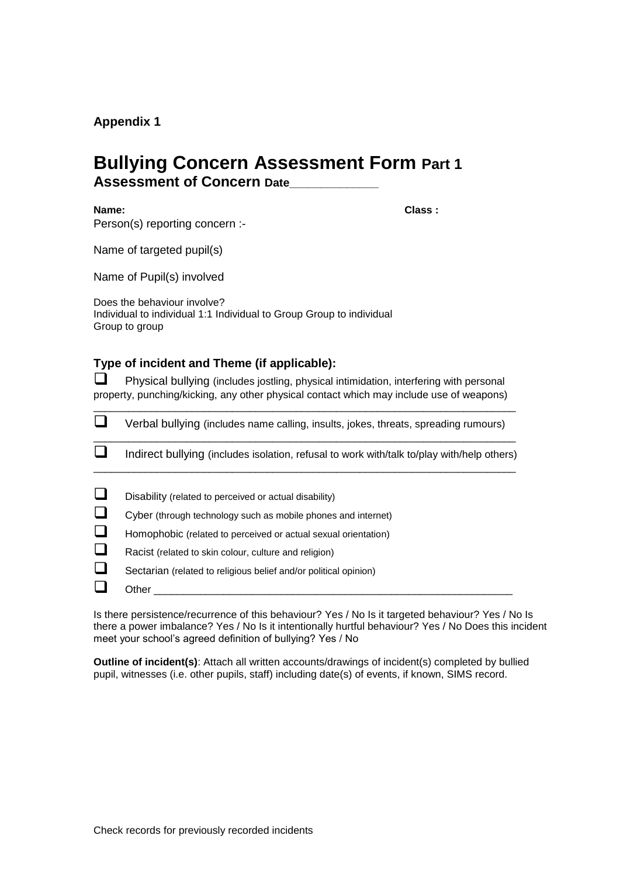**Appendix 1**

# Bullying Concern Assessment Form Part 1

**Assessment of Concern Date_____________**

**Name:** **Class :**

Person(s) reporting concern :-

Name of targeted pupil(s)

Name of Pupil(s) involved

Does the behaviour involve?
Individual to individual 1:1 Individual to Group Group to individual
Group to group

### Type of incident and Theme (if applicable):

- ☐ Physical bullying (includes jostling, physical intimidation, interfering with personal property, punching/kicking, any other physical contact which may include use of weapons)

_______________________________________________________________________

- ☐ Verbal bullying (includes name calling, insults, jokes, threats, spreading rumours)

_______________________________________________________________________

- ☐ Indirect bullying (includes isolation, refusal to work with/talk to/play with/help others)

_______________________________________________________________________

- ☐ Disability (related to perceived or actual disability)
- ☐ Cyber (through technology such as mobile phones and internet)
- ☐ Homophobic (related to perceived or actual sexual orientation)
- ☐ Racist (related to skin colour, culture and religion)
- ☐ Sectarian (related to religious belief and/or political opinion)
- ☐ Other _____________________________________________________________

Is there persistence/recurrence of this behaviour? Yes / No Is it targeted behaviour? Yes / No Is there a power imbalance? Yes / No Is it intentionally hurtful behaviour? Yes / No Does this incident meet your school's agreed definition of bullying? Yes / No

**Outline of incident(s)**: Attach all written accounts/drawings of incident(s) completed by bullied pupil, witnesses (i.e. other pupils, staff) including date(s) of events, if known, SIMS record.

Check records for previously recorded incidents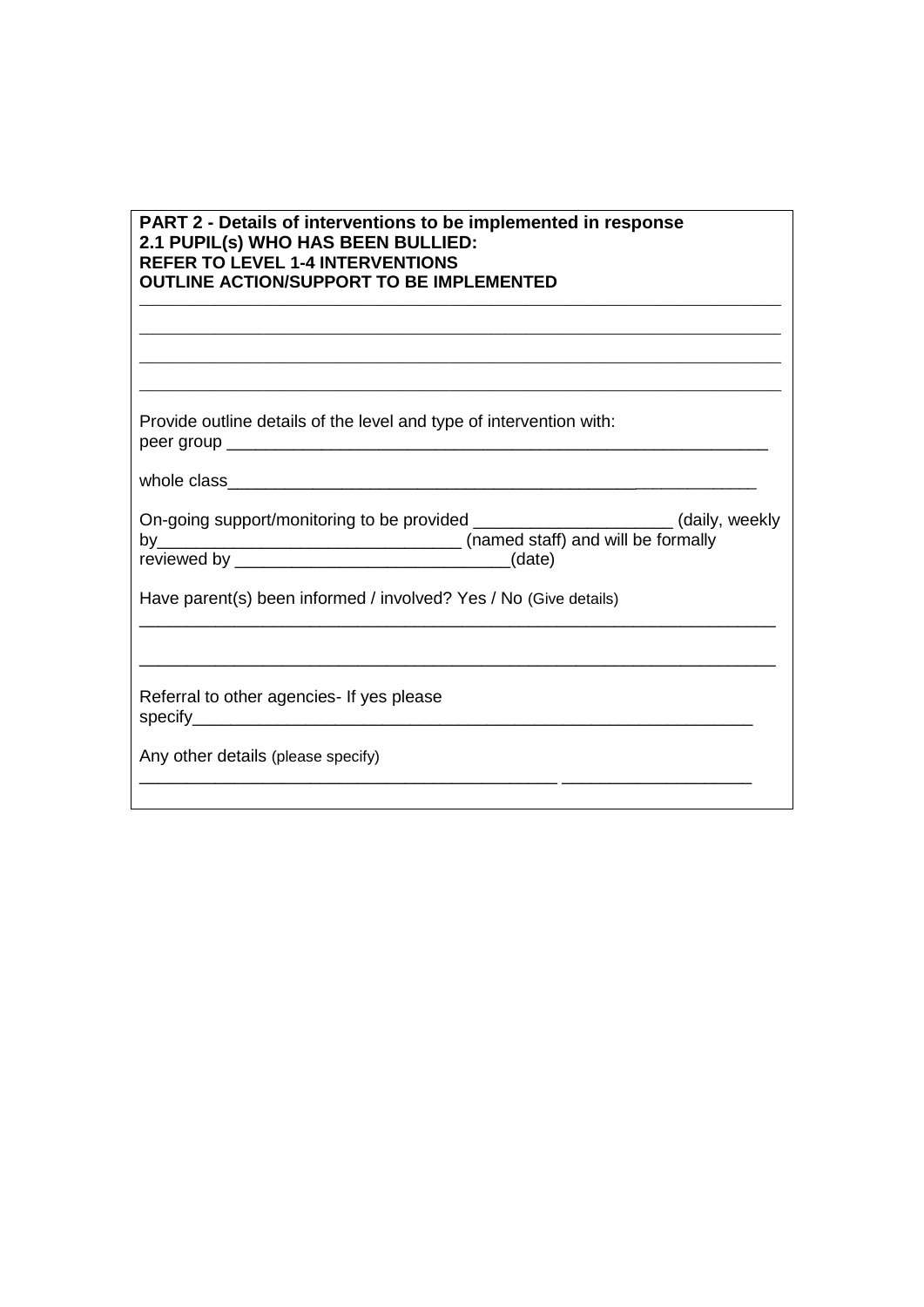**PART 2 - Details of interventions to be implemented in response**
**2.1 PUPIL(s) WHO HAS BEEN BULLIED:**
**REFER TO LEVEL 1-4 INTERVENTIONS**
**OUTLINE ACTION/SUPPORT TO BE IMPLEMENTED**

______________________________________________________________________

______________________________________________________________________

______________________________________________________________________

______________________________________________________________________

Provide outline details of the level and type of intervention with:
peer group ___________________________________________________________

whole class_____________________________________________________________

On-going support/monitoring to be provided _____________________ (daily, weekly by________________________________ (named staff) and will be formally reviewed by _____________________________(date)

Have parent(s) been informed / involved? Yes / No (Give details)

______________________________________________________________________

______________________________________________________________________

Referral to other agencies- If yes please specify___________________________________________________________

Any other details (please specify)

______________________________________________ ____________________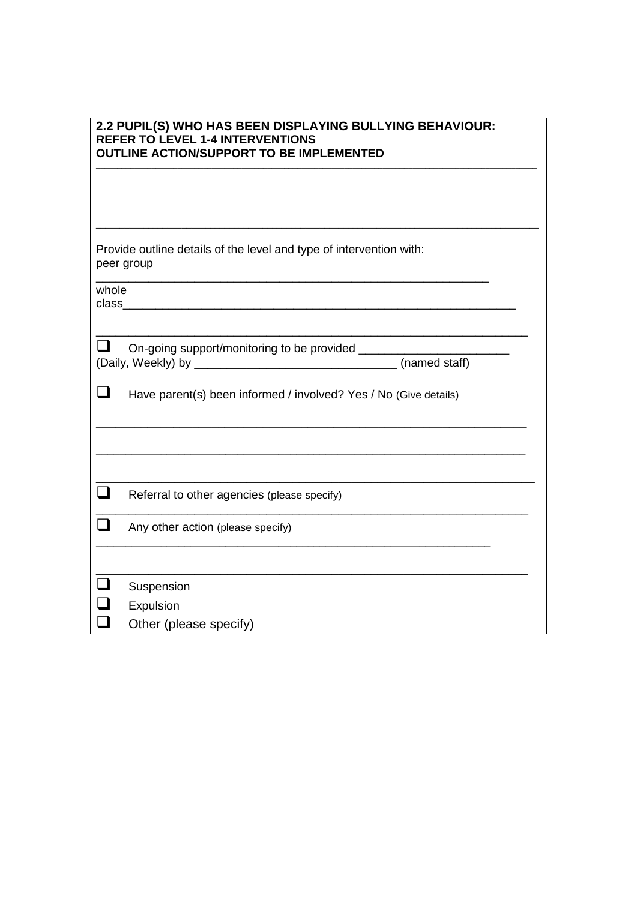**2.2 PUPIL(S) WHO HAS BEEN DISPLAYING BULLYING BEHAVIOUR:**
**REFER TO LEVEL 1-4 INTERVENTIONS**
**OUTLINE ACTION/SUPPORT TO BE IMPLEMENTED**

_______________________________________________________________

_______________________________________________________________

Provide outline details of the level and type of intervention with:
peer group

_______________________________________________________________

whole class_______________________________________________________

_______________________________________________________________

☐ On-going support/monitoring to be provided ______________________
(Daily, Weekly) by _____________________________ (named staff)

☐ Have parent(s) been informed / involved? Yes / No (Give details)

_______________________________________________________________

_______________________________________________________________

_______________________________________________________________

☐ Referral to other agencies (please specify)

_______________________________________________________________

☐ Any other action (please specify)

_______________________________________________________________

_______________________________________________________________

☐ Suspension

☐ Expulsion

☐ Other (please specify)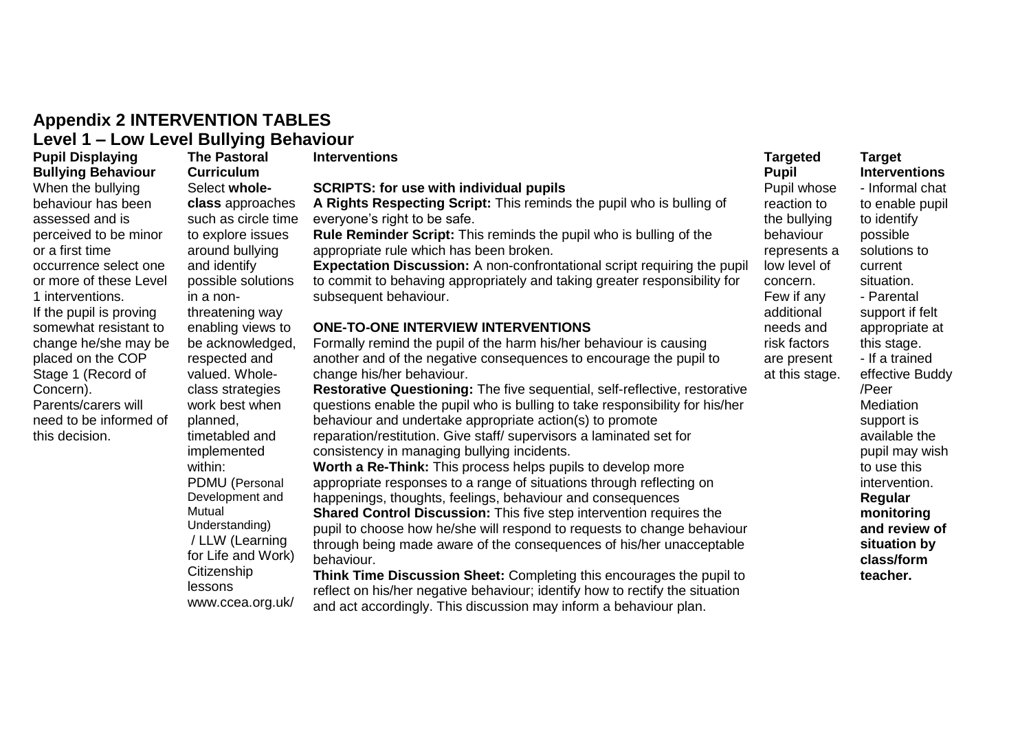## Appendix 2 INTERVENTION TABLES

### Level 1 – Low Level Bullying Behaviour

| Pupil Displaying Bullying Behaviour | The Pastoral Curriculum | Interventions | Targeted Pupil | Target Interventions |
|---|---|---|---|---|
| When the bullying behaviour has been assessed and is perceived to be minor or a first time occurrence select one or more of these Level 1 interventions.<br>If the pupil is proving somewhat resistant to change he/she may be placed on the COP Stage 1 (Record of Concern).<br>Parents/carers will need to be informed of this decision. | Select **whole-class** approaches such as circle time to explore issues around bullying and identify possible solutions in a non-threatening way enabling views to be acknowledged, respected and valued. Whole-class strategies work best when planned, timetabled and implemented within:<br>PDMU (Personal Development and Mutual Understanding) / LLW (Learning for Life and Work) Citizenship lessons<br>www.ccea.org.uk/ | **SCRIPTS: for use with individual pupils**<br>**A Rights Respecting Script:** This reminds the pupil who is bulling of everyone's right to be safe.<br>**Rule Reminder Script:** This reminds the pupil who is bulling of the appropriate rule which has been broken.<br>**Expectation Discussion:** A non-confrontational script requiring the pupil to commit to behaving appropriately and taking greater responsibility for subsequent behaviour.<br><br>**ONE-TO-ONE INTERVIEW INTERVENTIONS**<br>Formally remind the pupil of the harm his/her behaviour is causing another and of the negative consequences to encourage the pupil to change his/her behaviour.<br>**Restorative Questioning:** The five sequential, self-reflective, restorative questions enable the pupil who is bulling to take responsibility for his/her behaviour and undertake appropriate action(s) to promote reparation/restitution. Give staff/ supervisors a laminated set for consistency in managing bullying incidents.<br>**Worth a Re-Think:** This process helps pupils to develop more appropriate responses to a range of situations through reflecting on happenings, thoughts, feelings, behaviour and consequences<br>**Shared Control Discussion:** This five step intervention requires the pupil to choose how he/she will respond to requests to change behaviour through being made aware of the consequences of his/her unacceptable behaviour.<br>**Think Time Discussion Sheet:** Completing this encourages the pupil to reflect on his/her negative behaviour; identify how to rectify the situation and act accordingly. This discussion may inform a behaviour plan. | Pupil whose reaction to the bullying behaviour represents a low level of concern. Few if any additional needs and risk factors are present at this stage. | - Informal chat to enable pupil to identify possible solutions to current situation.<br>- Parental support if felt appropriate at this stage.<br>- If a trained effective Buddy /Peer Mediation support is available the pupil may wish to use this intervention.<br>**Regular monitoring and review of situation by class/form teacher.** |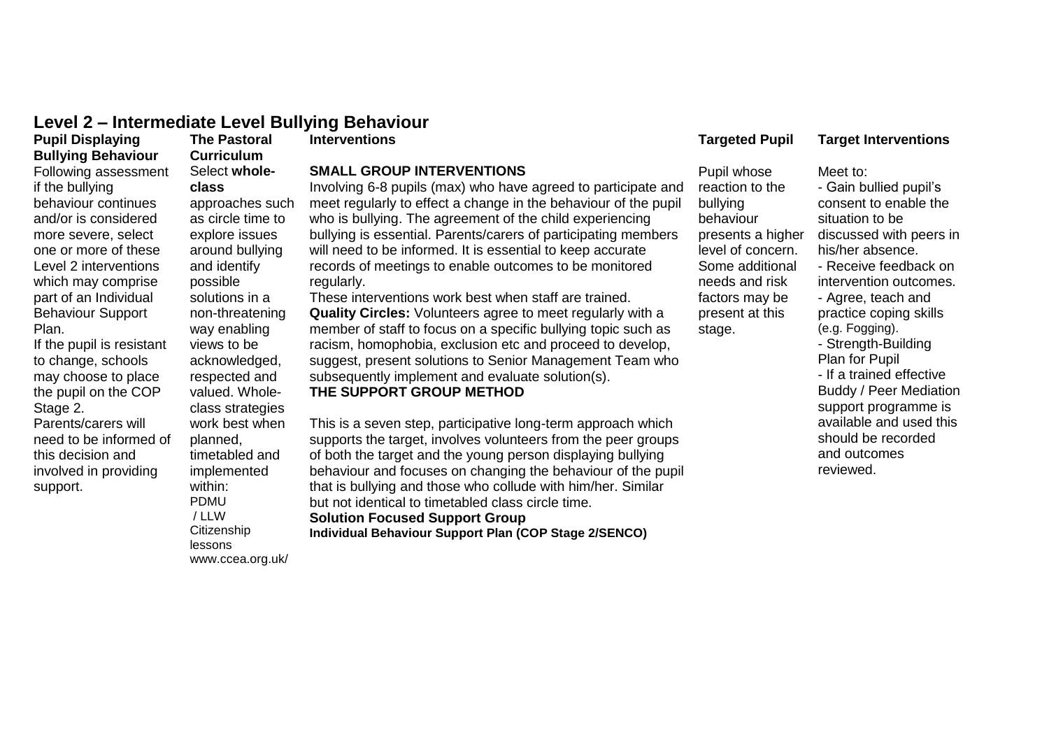## Level 2 – Intermediate Level Bullying Behaviour

| Pupil Displaying Bullying Behaviour | The Pastoral Curriculum | Interventions | Targeted Pupil | Target Interventions |
|---|---|---|---|---|
| Following assessment if the bullying behaviour continues and/or is considered more severe, select one or more of these Level 2 interventions which may comprise part of an Individual Behaviour Support Plan.<br>If the pupil is resistant to change, schools may choose to place the pupil on the COP Stage 2.<br>Parents/carers will need to be informed of this decision and involved in providing support. | Select **whole-class** approaches such as circle time to explore issues around bullying and identify possible solutions in a non-threatening way enabling views to be acknowledged, respected and valued. Whole-class strategies work best when planned, timetabled and implemented within:<br>PDMU / LLW<br>Citizenship lessons<br>www.ccea.org.uk/ | **SMALL GROUP INTERVENTIONS**<br>Involving 6-8 pupils (max) who have agreed to participate and meet regularly to effect a change in the behaviour of the pupil who is bullying. The agreement of the child experiencing bullying is essential. Parents/carers of participating members will need to be informed. It is essential to keep accurate records of meetings to enable outcomes to be monitored regularly.<br>These interventions work best when staff are trained.<br>**Quality Circles:** Volunteers agree to meet regularly with a member of staff to focus on a specific bullying topic such as racism, homophobia, exclusion etc and proceed to develop, suggest, present solutions to Senior Management Team who subsequently implement and evaluate solution(s).<br>**THE SUPPORT GROUP METHOD**<br>This is a seven step, participative long-term approach which supports the target, involves volunteers from the peer groups of both the target and the young person displaying bullying behaviour and focuses on changing the behaviour of the pupil that is bullying and those who collude with him/her. Similar but not identical to timetabled class circle time.<br>**Solution Focused Support Group**<br>**Individual Behaviour Support Plan (COP Stage 2/SENCO)** | Pupil whose reaction to the bullying behaviour presents a higher level of concern. Some additional needs and risk factors may be present at this stage. | Meet to:<br>- Gain bullied pupil's consent to enable the situation to be discussed with peers in his/her absence.<br>- Receive feedback on intervention outcomes.<br>- Agree, teach and practice coping skills (e.g. Fogging).<br>- Strength-Building Plan for Pupil<br>- If a trained effective Buddy / Peer Mediation support programme is available and used this should be recorded and outcomes reviewed. |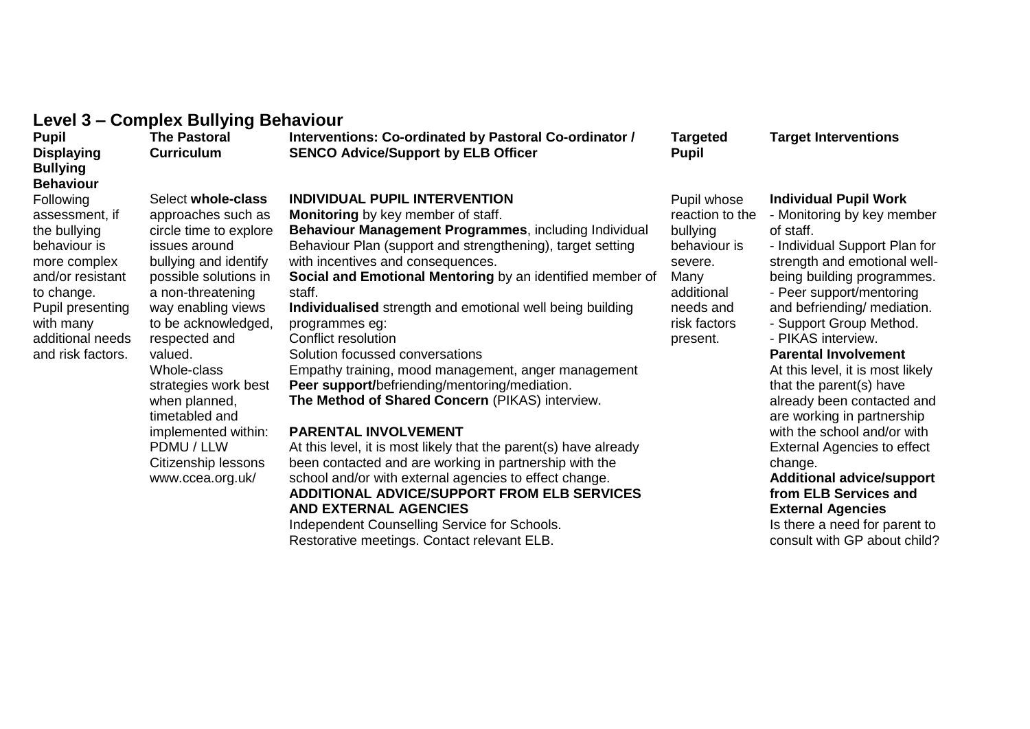## Level 3 – Complex Bullying Behaviour

| Pupil Displaying Bullying Behaviour | The Pastoral Curriculum | Interventions: Co-ordinated by Pastoral Co-ordinator / SENCO Advice/Support by ELB Officer | Targeted Pupil | Target Interventions |
|---|---|---|---|---|
| Following assessment, if the bullying behaviour is more complex and/or resistant to change. Pupil presenting with many additional needs and risk factors. | Select **whole-class** approaches such as circle time to explore issues around bullying and identify possible solutions in a non-threatening way enabling views to be acknowledged, respected and valued. Whole-class strategies work best when planned, timetabled and implemented within: PDMU / LLW Citizenship lessons www.ccea.org.uk/ | **INDIVIDUAL PUPIL INTERVENTION**<br>**Monitoring** by key member of staff.<br>**Behaviour Management Programmes**, including Individual Behaviour Plan (support and strengthening), target setting with incentives and consequences.<br>**Social and Emotional Mentoring** by an identified member of staff.<br>**Individualised** strength and emotional well being building programmes eg:<br>Conflict resolution<br>Solution focussed conversations<br>Empathy training, mood management, anger management<br>**Peer support/**befriending/mentoring/mediation.<br>**The Method of Shared Concern** (PIKAS) interview.<br><br>**PARENTAL INVOLVEMENT**<br>At this level, it is most likely that the parent(s) have already been contacted and are working in partnership with the school and/or with external agencies to effect change.<br>**ADDITIONAL ADVICE/SUPPORT FROM ELB SERVICES AND EXTERNAL AGENCIES**<br>Independent Counselling Service for Schools.<br>Restorative meetings. Contact relevant ELB. | Pupil whose reaction to the bullying behaviour is severe. Many additional needs and risk factors present. | **Individual Pupil Work**<br>- Monitoring by key member of staff.<br>- Individual Support Plan for strength and emotional well-being building programmes.<br>- Peer support/mentoring and befriending/ mediation.<br>- Support Group Method.<br>- PIKAS interview.<br>**Parental Involvement**<br>At this level, it is most likely that the parent(s) have already been contacted and are working in partnership with the school and/or with External Agencies to effect change.<br>**Additional advice/support from ELB Services and External Agencies**<br>Is there a need for parent to consult with GP about child? |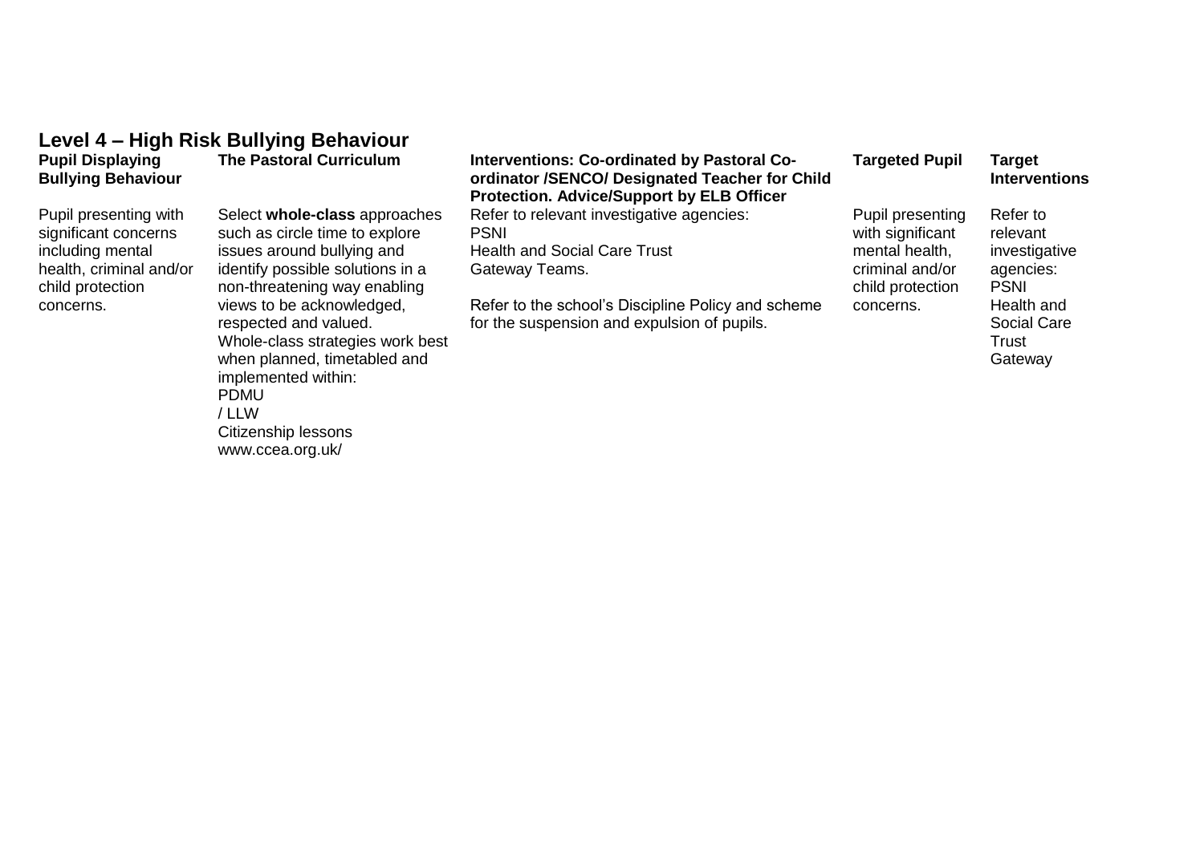## Level 4 – High Risk Bullying Behaviour

| Pupil Displaying Bullying Behaviour | The Pastoral Curriculum | Interventions: Co-ordinated by Pastoral Co-ordinator /SENCO/ Designated Teacher for Child Protection. Advice/Support by ELB Officer | Targeted Pupil | Target Interventions |
|---|---|---|---|---|
| Pupil presenting with significant concerns including mental health, criminal and/or child protection concerns. | Select **whole-class** approaches such as circle time to explore issues around bullying and identify possible solutions in a non-threatening way enabling views to be acknowledged, respected and valued.<br>Whole-class strategies work best when planned, timetabled and implemented within:<br>PDMU<br>/ LLW<br>Citizenship lessons<br>www.ccea.org.uk/ | Refer to relevant investigative agencies:<br>PSNI<br>Health and Social Care Trust<br>Gateway Teams.<br><br>Refer to the school's Discipline Policy and scheme for the suspension and expulsion of pupils. | Pupil presenting with significant mental health, criminal and/or child protection concerns. | Refer to relevant investigative agencies:<br>PSNI<br>Health and Social Care Trust<br>Gateway |